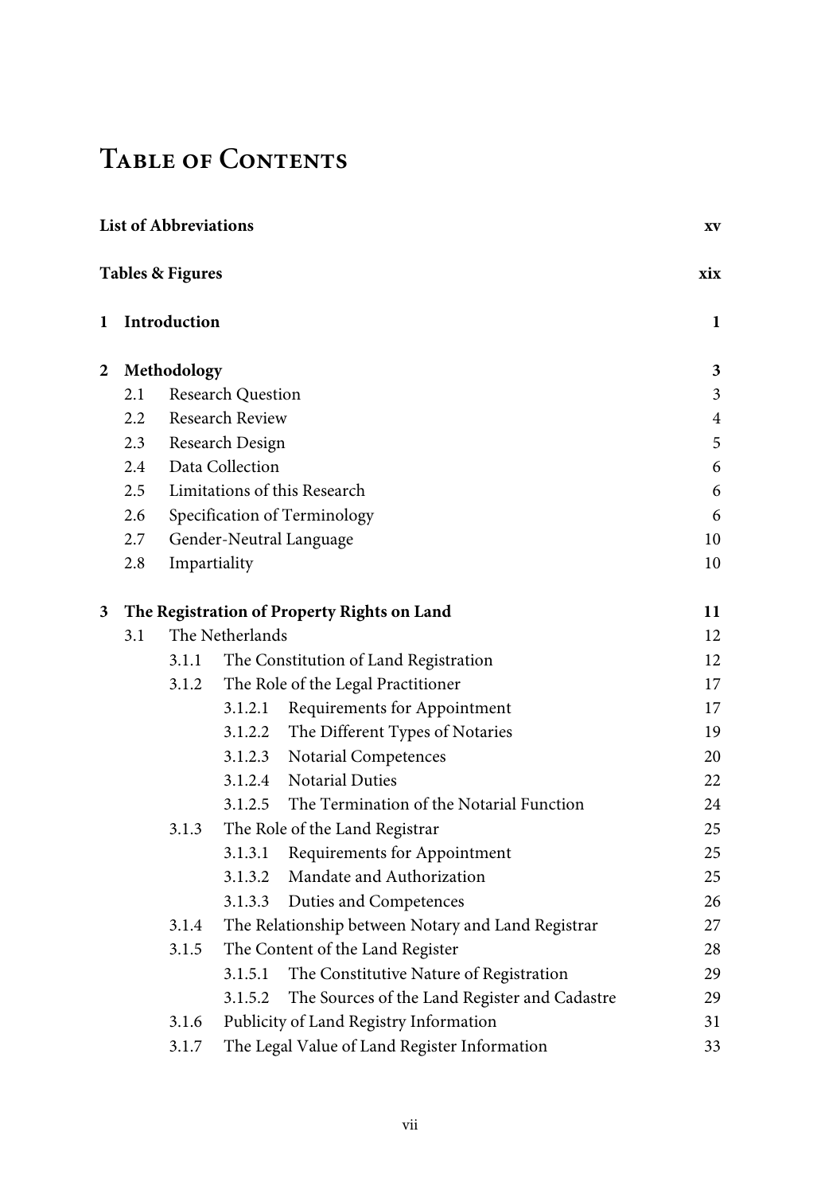# Table of Contents

**List of Abbreviations** **xv**

**Tables & Figures** **xix**

**1 Introduction** **1**

**2 Methodology** **3**

- 2.1 Research Question 3
- 2.2 Research Review 4
- 2.3 Research Design 5
- 2.4 Data Collection 6
- 2.5 Limitations of this Research 6
- 2.6 Specification of Terminology 6
- 2.7 Gender-Neutral Language 10
- 2.8 Impartiality 10

**3 The Registration of Property Rights on Land** **11**

- 3.1 The Netherlands 12
  - 3.1.1 The Constitution of Land Registration 12
  - 3.1.2 The Role of the Legal Practitioner 17
    - 3.1.2.1 Requirements for Appointment 17
    - 3.1.2.2 The Different Types of Notaries 19
    - 3.1.2.3 Notarial Competences 20
    - 3.1.2.4 Notarial Duties 22
    - 3.1.2.5 The Termination of the Notarial Function 24
  - 3.1.3 The Role of the Land Registrar 25
    - 3.1.3.1 Requirements for Appointment 25
    - 3.1.3.2 Mandate and Authorization 25
    - 3.1.3.3 Duties and Competences 26
  - 3.1.4 The Relationship between Notary and Land Registrar 27
  - 3.1.5 The Content of the Land Register 28
    - 3.1.5.1 The Constitutive Nature of Registration 29
    - 3.1.5.2 The Sources of the Land Register and Cadastre 29
  - 3.1.6 Publicity of Land Registry Information 31
  - 3.1.7 The Legal Value of Land Register Information 33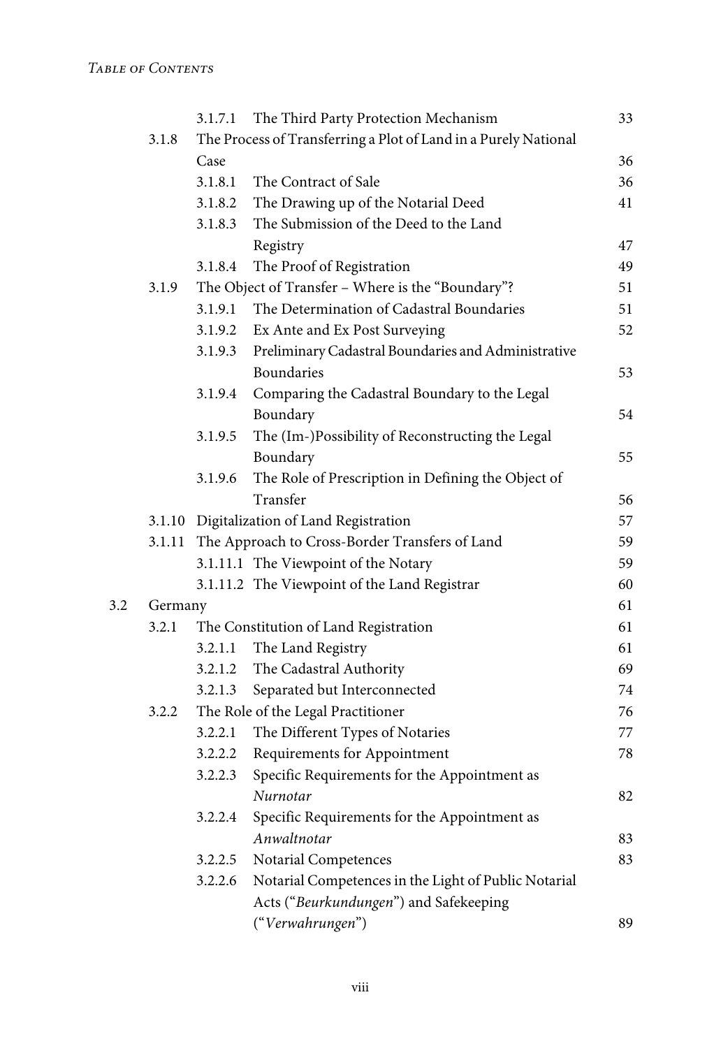3.1.7.1 The Third Party Protection Mechanism 33

3.1.8 The Process of Transferring a Plot of Land in a Purely National Case 36

3.1.8.1 The Contract of Sale 36

3.1.8.2 The Drawing up of the Notarial Deed 41

3.1.8.3 The Submission of the Deed to the Land Registry 47

3.1.8.4 The Proof of Registration 49

3.1.9 The Object of Transfer – Where is the "Boundary"? 51

3.1.9.1 The Determination of Cadastral Boundaries 51

3.1.9.2 Ex Ante and Ex Post Surveying 52

3.1.9.3 Preliminary Cadastral Boundaries and Administrative Boundaries 53

3.1.9.4 Comparing the Cadastral Boundary to the Legal Boundary 54

3.1.9.5 The (Im-)Possibility of Reconstructing the Legal Boundary 55

3.1.9.6 The Role of Prescription in Defining the Object of Transfer 56

3.1.10 Digitalization of Land Registration 57

3.1.11 The Approach to Cross-Border Transfers of Land 59

3.1.11.1 The Viewpoint of the Notary 59

3.1.11.2 The Viewpoint of the Land Registrar 60

3.2 Germany 61

3.2.1 The Constitution of Land Registration 61

3.2.1.1 The Land Registry 61

3.2.1.2 The Cadastral Authority 69

3.2.1.3 Separated but Interconnected 74

3.2.2 The Role of the Legal Practitioner 76

3.2.2.1 The Different Types of Notaries 77

3.2.2.2 Requirements for Appointment 78

3.2.2.3 Specific Requirements for the Appointment as *Nurnotar* 82

3.2.2.4 Specific Requirements for the Appointment as *Anwaltnotar* 83

3.2.2.5 Notarial Competences 83

3.2.2.6 Notarial Competences in the Light of Public Notarial Acts ("*Beurkundungen*") and Safekeeping ("*Verwahrungen*") 89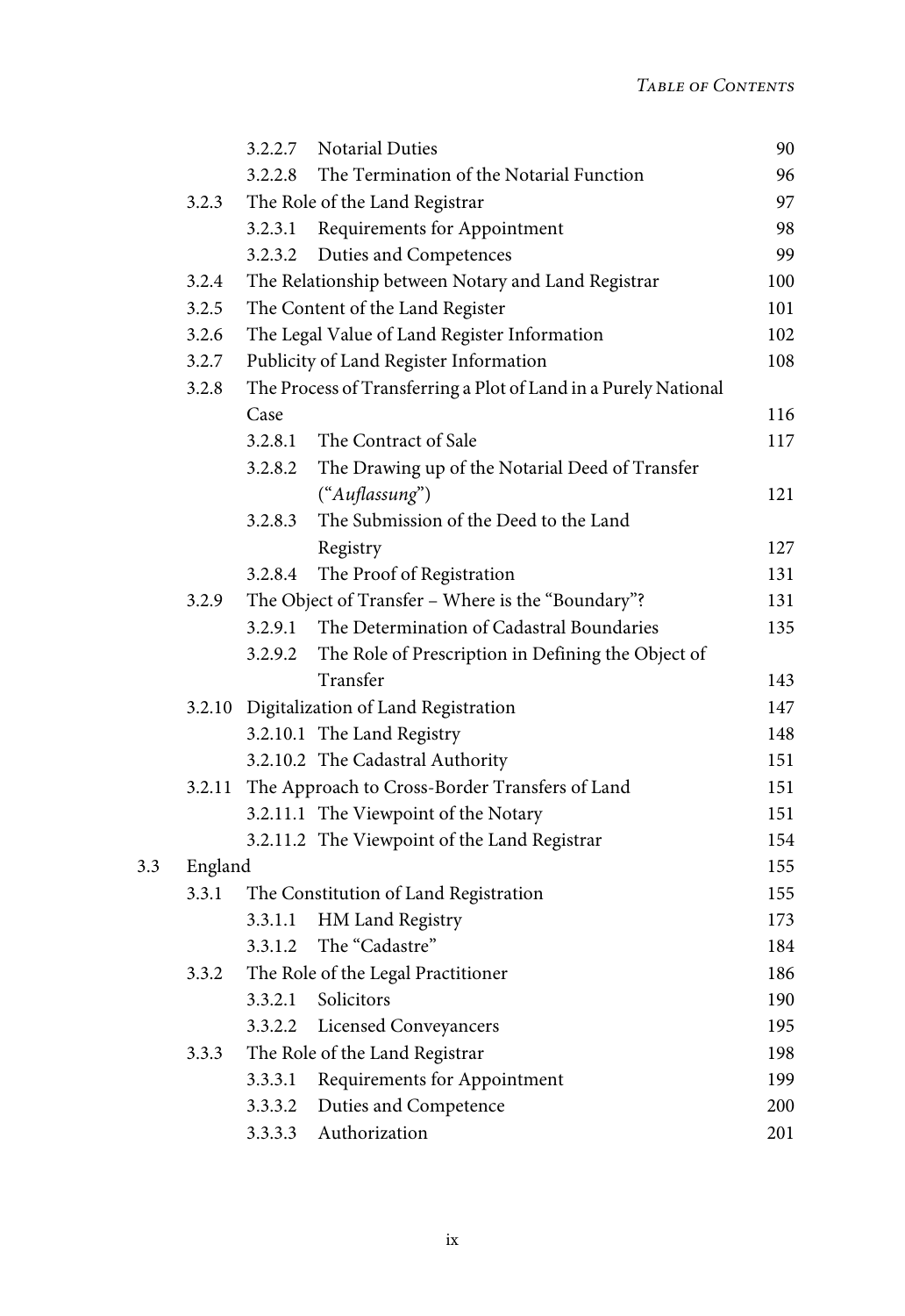| | | | |
|---|---|---|---|
| | 3.2.2.7 | Notarial Duties | 90 |
| | 3.2.2.8 | The Termination of the Notarial Function | 96 |
| 3.2.3 | | The Role of the Land Registrar | 97 |
| | 3.2.3.1 | Requirements for Appointment | 98 |
| | 3.2.3.2 | Duties and Competences | 99 |
| 3.2.4 | | The Relationship between Notary and Land Registrar | 100 |
| 3.2.5 | | The Content of the Land Register | 101 |
| 3.2.6 | | The Legal Value of Land Register Information | 102 |
| 3.2.7 | | Publicity of Land Register Information | 108 |
| 3.2.8 | | The Process of Transferring a Plot of Land in a Purely National Case | 116 |
| | 3.2.8.1 | The Contract of Sale | 117 |
| | 3.2.8.2 | The Drawing up of the Notarial Deed of Transfer ("*Auflassung*") | 121 |
| | 3.2.8.3 | The Submission of the Deed to the Land Registry | 127 |
| | 3.2.8.4 | The Proof of Registration | 131 |
| 3.2.9 | | The Object of Transfer – Where is the "Boundary"? | 131 |
| | 3.2.9.1 | The Determination of Cadastral Boundaries | 135 |
| | 3.2.9.2 | The Role of Prescription in Defining the Object of Transfer | 143 |
| 3.2.10 | | Digitalization of Land Registration | 147 |
| | 3.2.10.1 | The Land Registry | 148 |
| | 3.2.10.2 | The Cadastral Authority | 151 |
| 3.2.11 | | The Approach to Cross-Border Transfers of Land | 151 |
| | 3.2.11.1 | The Viewpoint of the Notary | 151 |
| | 3.2.11.2 | The Viewpoint of the Land Registrar | 154 |

3.3 England — 155

| | | | |
|---|---|---|---|
| 3.3.1 | | The Constitution of Land Registration | 155 |
| | 3.3.1.1 | HM Land Registry | 173 |
| | 3.3.1.2 | The "Cadastre" | 184 |
| 3.3.2 | | The Role of the Legal Practitioner | 186 |
| | 3.3.2.1 | Solicitors | 190 |
| | 3.3.2.2 | Licensed Conveyancers | 195 |
| 3.3.3 | | The Role of the Land Registrar | 198 |
| | 3.3.3.1 | Requirements for Appointment | 199 |
| | 3.3.3.2 | Duties and Competence | 200 |
| | 3.3.3.3 | Authorization | 201 |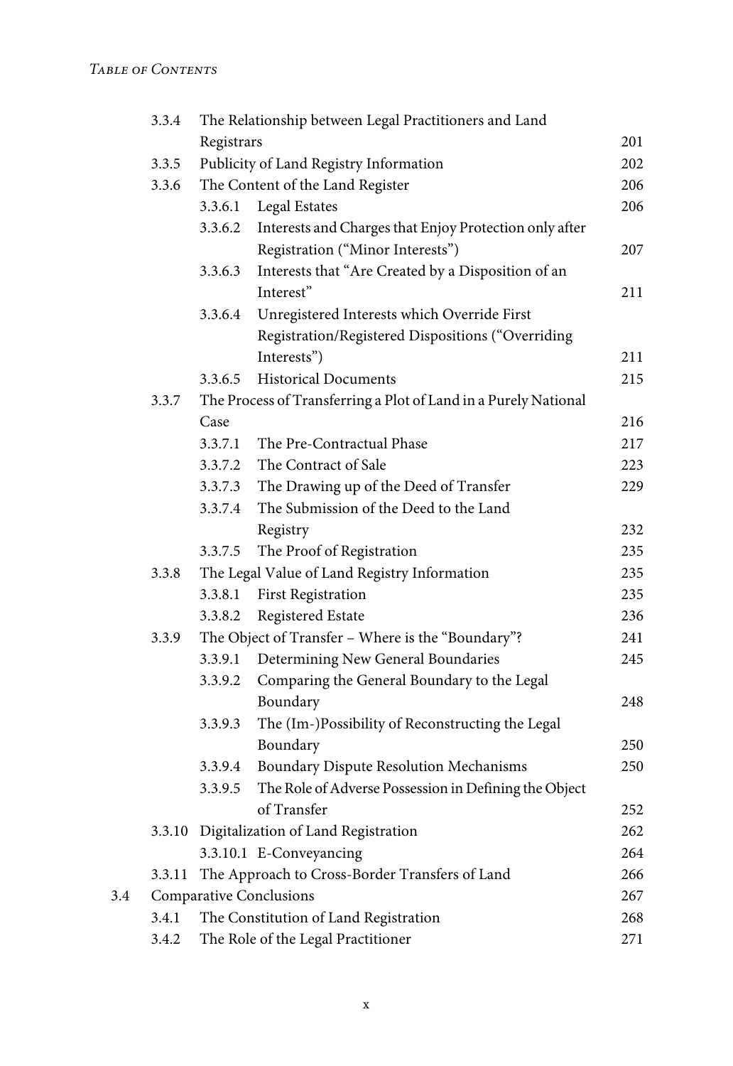| | | | |
|---|---|---|---|
| 3.3.4 | The Relationship between Legal Practitioners and Land Registrars | | 201 |
| 3.3.5 | Publicity of Land Registry Information | | 202 |
| 3.3.6 | The Content of the Land Register | | 206 |
| | 3.3.6.1 | Legal Estates | 206 |
| | 3.3.6.2 | Interests and Charges that Enjoy Protection only after Registration ("Minor Interests") | 207 |
| | 3.3.6.3 | Interests that "Are Created by a Disposition of an Interest" | 211 |
| | 3.3.6.4 | Unregistered Interests which Override First Registration/Registered Dispositions ("Overriding Interests") | 211 |
| | 3.3.6.5 | Historical Documents | 215 |
| 3.3.7 | The Process of Transferring a Plot of Land in a Purely National Case | | 216 |
| | 3.3.7.1 | The Pre-Contractual Phase | 217 |
| | 3.3.7.2 | The Contract of Sale | 223 |
| | 3.3.7.3 | The Drawing up of the Deed of Transfer | 229 |
| | 3.3.7.4 | The Submission of the Deed to the Land Registry | 232 |
| | 3.3.7.5 | The Proof of Registration | 235 |
| 3.3.8 | The Legal Value of Land Registry Information | | 235 |
| | 3.3.8.1 | First Registration | 235 |
| | 3.3.8.2 | Registered Estate | 236 |
| 3.3.9 | The Object of Transfer – Where is the "Boundary"? | | 241 |
| | 3.3.9.1 | Determining New General Boundaries | 245 |
| | 3.3.9.2 | Comparing the General Boundary to the Legal Boundary | 248 |
| | 3.3.9.3 | The (Im-)Possibility of Reconstructing the Legal Boundary | 250 |
| | 3.3.9.4 | Boundary Dispute Resolution Mechanisms | 250 |
| | 3.3.9.5 | The Role of Adverse Possession in Defining the Object of Transfer | 252 |
| 3.3.10 | Digitalization of Land Registration | | 262 |
| | 3.3.10.1 | E-Conveyancing | 264 |
| 3.3.11 | The Approach to Cross-Border Transfers of Land | | 266 |

| | | |
|---|---|---|
| 3.4 | Comparative Conclusions | 267 |
| 3.4.1 | The Constitution of Land Registration | 268 |
| 3.4.2 | The Role of the Legal Practitioner | 271 |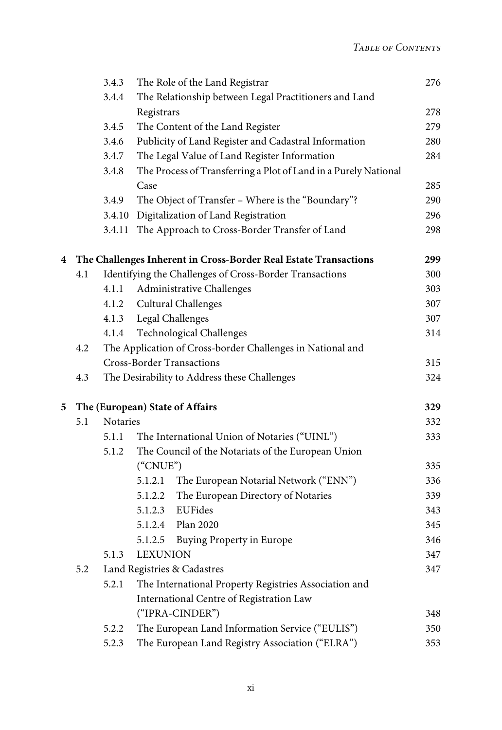| | | | |
|---|---|---|---|
| | 3.4.3 | The Role of the Land Registrar | 276 |
| | 3.4.4 | The Relationship between Legal Practitioners and Land Registrars | 278 |
| | 3.4.5 | The Content of the Land Register | 279 |
| | 3.4.6 | Publicity of Land Register and Cadastral Information | 280 |
| | 3.4.7 | The Legal Value of Land Register Information | 284 |
| | 3.4.8 | The Process of Transferring a Plot of Land in a Purely National Case | 285 |
| | 3.4.9 | The Object of Transfer – Where is the "Boundary"? | 290 |
| | 3.4.10 | Digitalization of Land Registration | 296 |
| | 3.4.11 | The Approach to Cross-Border Transfer of Land | 298 |
| **4** | **The Challenges Inherent in Cross-Border Real Estate Transactions** | | **299** |
| | 4.1 | Identifying the Challenges of Cross-Border Transactions | 300 |
| | 4.1.1 | Administrative Challenges | 303 |
| | 4.1.2 | Cultural Challenges | 307 |
| | 4.1.3 | Legal Challenges | 307 |
| | 4.1.4 | Technological Challenges | 314 |
| | 4.2 | The Application of Cross-border Challenges in National and Cross-Border Transactions | 315 |
| | 4.3 | The Desirability to Address these Challenges | 324 |
| **5** | **The (European) State of Affairs** | | **329** |
| | 5.1 | Notaries | 332 |
| | 5.1.1 | The International Union of Notaries ("UINL") | 333 |
| | 5.1.2 | The Council of the Notariats of the European Union ("CNUE") | 335 |
| | 5.1.2.1 | The European Notarial Network ("ENN") | 336 |
| | 5.1.2.2 | The European Directory of Notaries | 339 |
| | 5.1.2.3 | EUFides | 343 |
| | 5.1.2.4 | Plan 2020 | 345 |
| | 5.1.2.5 | Buying Property in Europe | 346 |
| | 5.1.3 | LEXUNION | 347 |
| | 5.2 | Land Registries & Cadastres | 347 |
| | 5.2.1 | The International Property Registries Association and International Centre of Registration Law ("IPRA-CINDER") | 348 |
| | 5.2.2 | The European Land Information Service ("EULIS") | 350 |
| | 5.2.3 | The European Land Registry Association ("ELRA") | 353 |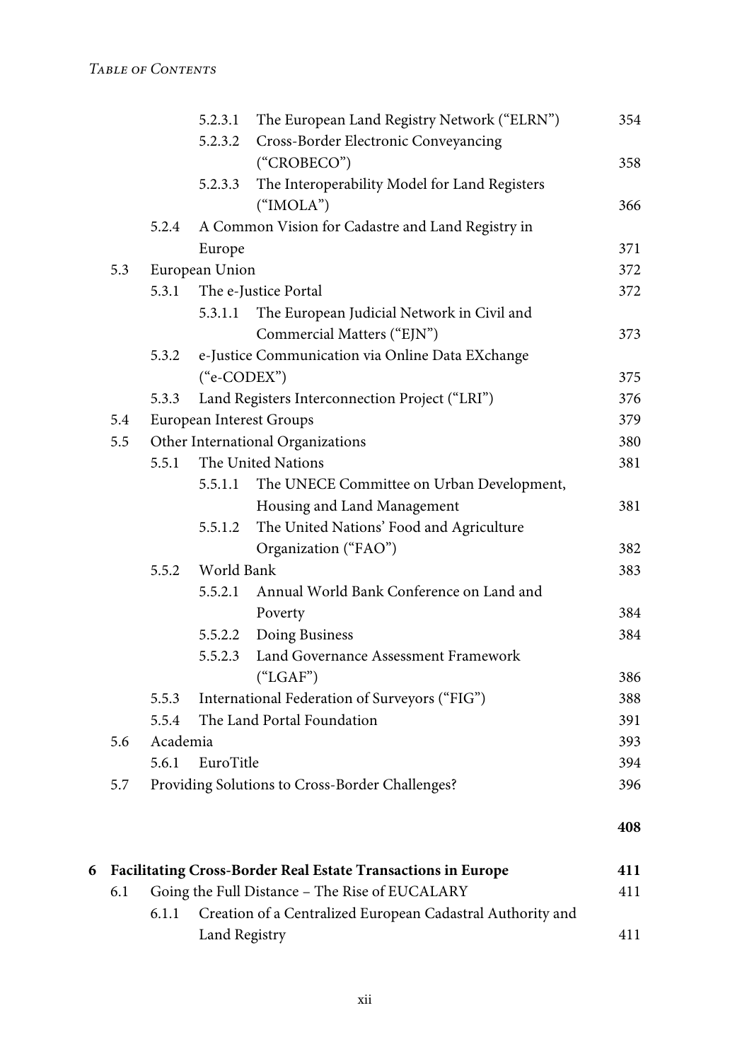5.2.3.1 The European Land Registry Network ("ELRN") 354
5.2.3.2 Cross-Border Electronic Conveyancing ("CROBECO") 358
5.2.3.3 The Interoperability Model for Land Registers ("IMOLA") 366
5.2.4 A Common Vision for Cadastre and Land Registry in Europe 371
5.3 European Union 372
5.3.1 The e-Justice Portal 372
5.3.1.1 The European Judicial Network in Civil and Commercial Matters ("EJN") 373
5.3.2 e-Justice Communication via Online Data EXchange ("e-CODEX") 375
5.3.3 Land Registers Interconnection Project ("LRI") 376
5.4 European Interest Groups 379
5.5 Other International Organizations 380
5.5.1 The United Nations 381
5.5.1.1 The UNECE Committee on Urban Development, Housing and Land Management 381
5.5.1.2 The United Nations' Food and Agriculture Organization ("FAO") 382
5.5.2 World Bank 383
5.5.2.1 Annual World Bank Conference on Land and Poverty 384
5.5.2.2 Doing Business 384
5.5.2.3 Land Governance Assessment Framework ("LGAF") 386
5.5.3 International Federation of Surveyors ("FIG") 388
5.5.4 The Land Portal Foundation 391
5.6 Academia 393
5.6.1 EuroTitle 394
5.7 Providing Solutions to Cross-Border Challenges? 396

**408**

**6 Facilitating Cross-Border Real Estate Transactions in Europe 411**
6.1 Going the Full Distance – The Rise of EUCALARY 411
6.1.1 Creation of a Centralized European Cadastral Authority and Land Registry 411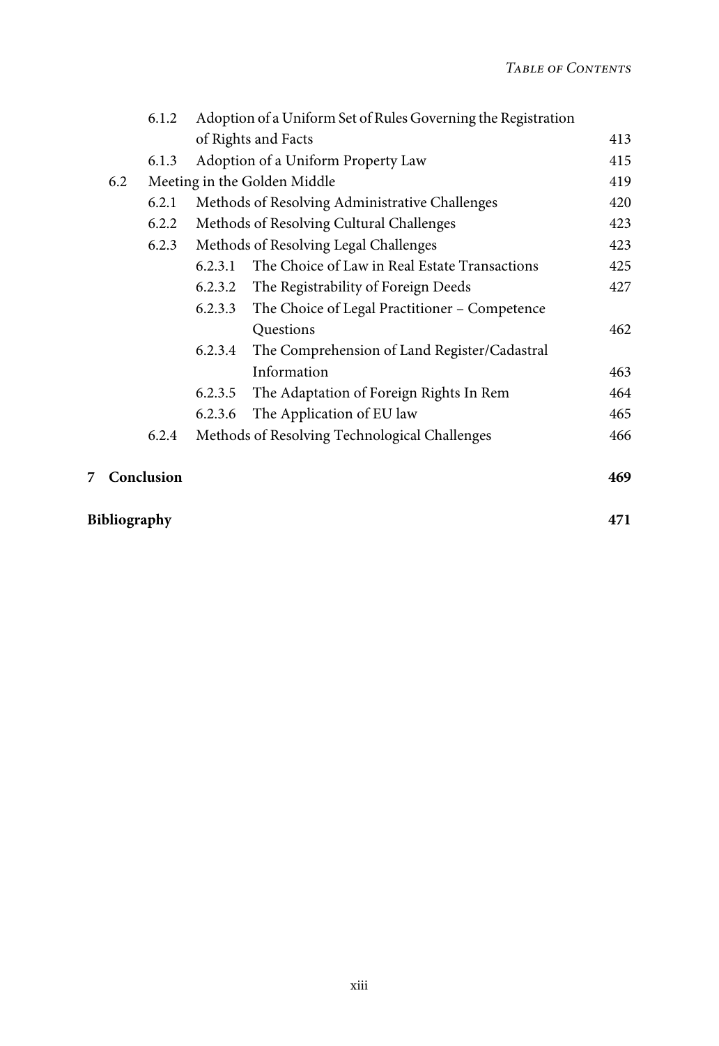6.1.2 Adoption of a Uniform Set of Rules Governing the Registration of Rights and Facts 413

6.1.3 Adoption of a Uniform Property Law 415

6.2 Meeting in the Golden Middle 419

6.2.1 Methods of Resolving Administrative Challenges 420

6.2.2 Methods of Resolving Cultural Challenges 423

6.2.3 Methods of Resolving Legal Challenges 423

6.2.3.1 The Choice of Law in Real Estate Transactions 425

6.2.3.2 The Registrability of Foreign Deeds 427

6.2.3.3 The Choice of Legal Practitioner – Competence Questions 462

6.2.3.4 The Comprehension of Land Register/Cadastral Information 463

6.2.3.5 The Adaptation of Foreign Rights In Rem 464

6.2.3.6 The Application of EU law 465

6.2.4 Methods of Resolving Technological Challenges 466

**7 Conclusion 469**

**Bibliography 471**